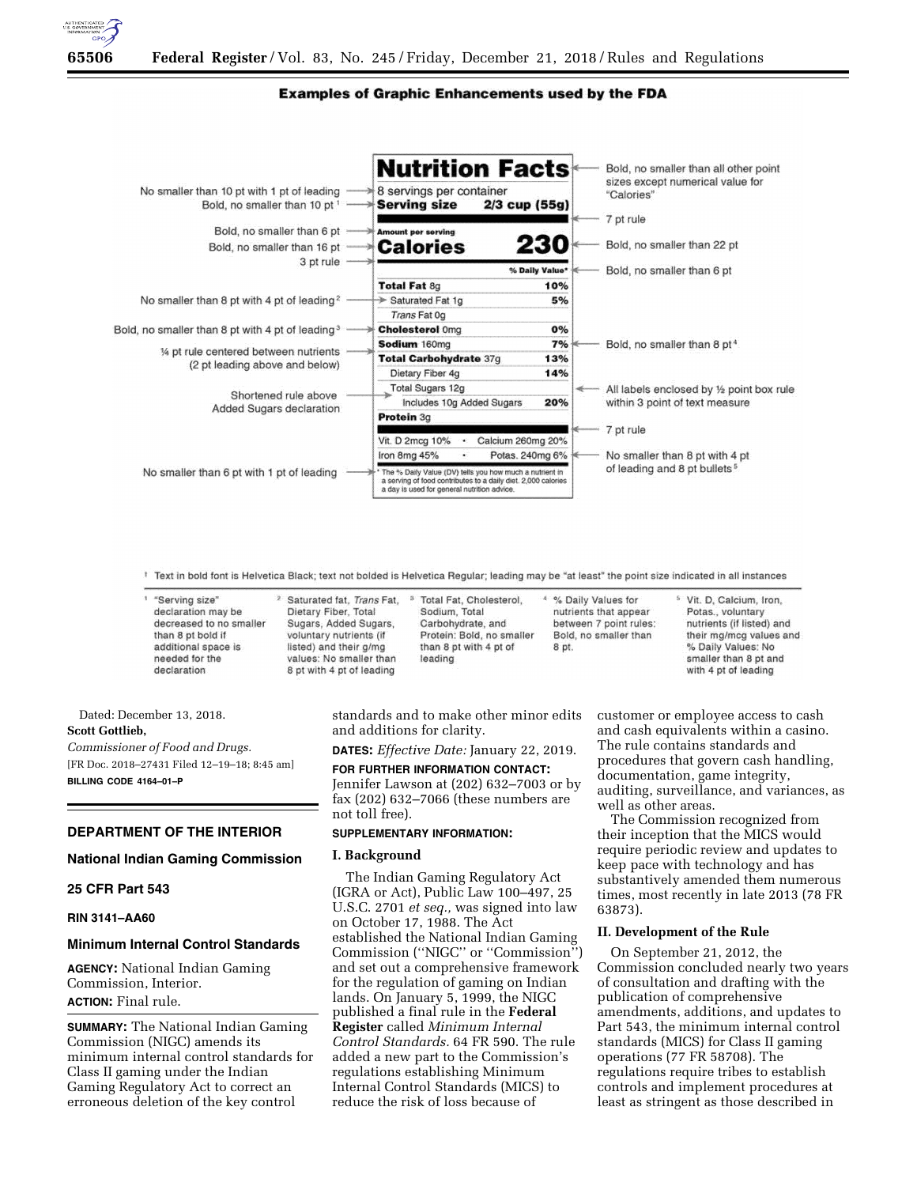**Examples of Graphic Enhancements used by the FDA**

| Left annotations | Nutrition Facts label | Right annotations |
|---|---|---|
| | **Nutrition Facts** | Bold, no smaller than all other point sizes except numerical value for "Calories" |
| No smaller than 10 pt with 1 pt of leading | 8 servings per container | |
| Bold, no smaller than 10 pt [1] | **Serving size 2/3 cup (55g)** | |
| | | 7 pt rule |
| Bold, no smaller than 6 pt | **Amount per serving** | |
| Bold, no smaller than 16 pt | **Calories 230** | Bold, no smaller than 22 pt |
| 3 pt rule | | |
| | **% Daily Value*** | Bold, no smaller than 6 pt |
| | **Total Fat** 8g **10%** | |
| No smaller than 8 pt with 4 pt of leading [2] | Saturated Fat 1g **5%** | |
| | *Trans* Fat 0g | |
| Bold, no smaller than 8 pt with 4 pt of leading [3] | **Cholesterol** 0mg **0%** | |
| ¼ pt rule centered between nutrients (2 pt leading above and below) | **Sodium** 160mg **7%** | Bold, no smaller than 8 pt [4] |
| | **Total Carbohydrate** 37g **13%** | |
| | Dietary Fiber 4g **14%** | |
| | Total Sugars 12g | All labels enclosed by ½ point box rule within 3 point of text measure |
| Shortened rule above Added Sugars declaration | Includes 10g Added Sugars **20%** | |
| | **Protein** 3g | |
| | | 7 pt rule |
| | Vit. D 2mcg 10% • Calcium 260mg 20% | |
| | Iron 8mg 45% • Potas. 240mg 6% | No smaller than 8 pt with 4 pt of leading and 8 pt bullets [5] |
| No smaller than 6 pt with 1 pt of leading | * The % Daily Value (DV) tells you how much a nutrient in a serving of food contributes to a daily diet. 2,000 calories a day is used for general nutrition advice. | |

[1] Text in bold font is Helvetica Black; text not bolded is Helvetica Regular; leading may be "at least" the point size indicated in all instances

[1] "Serving size" declaration may be decreased to no smaller than 8 pt bold if additional space is needed for the declaration

[2] Saturated fat, *Trans* Fat, Dietary Fiber, Total Sugars, Added Sugars, voluntary nutrients (if listed) and their g/mg values: No smaller than 8 pt with 4 pt of leading

[3] Total Fat, Cholesterol, Sodium, Total Carbohydrate, and Protein: Bold, no smaller than 8 pt with 4 pt of leading

[4] % Daily Values for nutrients that appear between 7 point rules: Bold, no smaller than 8 pt.

[5] Vit. D, Calcium, Iron, Potas., voluntary nutrients (if listed) and their mg/mcg values and % Daily Values: No smaller than 8 pt and with 4 pt of leading

Dated: December 13, 2018.

**Scott Gottlieb,**

*Commissioner of Food and Drugs.*

[FR Doc. 2018–27431 Filed 12–19–18; 8:45 am]

**BILLING CODE 4164–01–P**

## DEPARTMENT OF THE INTERIOR

## National Indian Gaming Commission

## 25 CFR Part 543

**RIN 3141–AA60**

## Minimum Internal Control Standards

**AGENCY:** National Indian Gaming Commission, Interior.

**ACTION:** Final rule.

**SUMMARY:** The National Indian Gaming Commission (NIGC) amends its minimum internal control standards for Class II gaming under the Indian Gaming Regulatory Act to correct an erroneous deletion of the key control standards and to make other minor edits and additions for clarity.

**DATES:** *Effective Date:* January 22, 2019.

**FOR FURTHER INFORMATION CONTACT:** Jennifer Lawson at (202) 632–7003 or by fax (202) 632–7066 (these numbers are not toll free).

**SUPPLEMENTARY INFORMATION:**

### I. Background

The Indian Gaming Regulatory Act (IGRA or Act), Public Law 100–497, 25 U.S.C. 2701 *et seq.,* was signed into law on October 17, 1988. The Act established the National Indian Gaming Commission (''NIGC'' or ''Commission'') and set out a comprehensive framework for the regulation of gaming on Indian lands. On January 5, 1999, the NIGC published a final rule in the **Federal Register** called *Minimum Internal Control Standards.* 64 FR 590. The rule added a new part to the Commission's regulations establishing Minimum Internal Control Standards (MICS) to reduce the risk of loss because of customer or employee access to cash and cash equivalents within a casino. The rule contains standards and procedures that govern cash handling, documentation, game integrity, auditing, surveillance, and variances, as well as other areas.

The Commission recognized from their inception that the MICS would require periodic review and updates to keep pace with technology and has substantively amended them numerous times, most recently in late 2013 (78 FR 63873).

### II. Development of the Rule

On September 21, 2012, the Commission concluded nearly two years of consultation and drafting with the publication of comprehensive amendments, additions, and updates to Part 543, the minimum internal control standards (MICS) for Class II gaming operations (77 FR 58708). The regulations require tribes to establish controls and implement procedures at least as stringent as those described in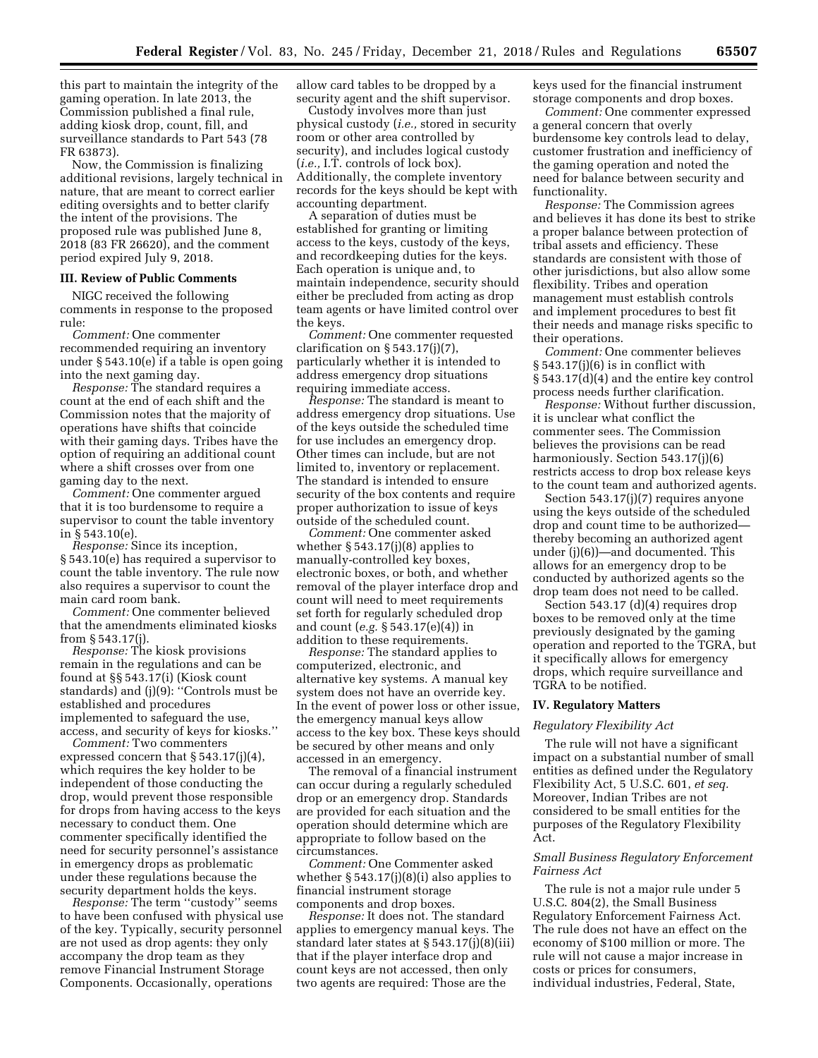this part to maintain the integrity of the gaming operation. In late 2013, the Commission published a final rule, adding kiosk drop, count, fill, and surveillance standards to Part 543 (78 FR 63873).

Now, the Commission is finalizing additional revisions, largely technical in nature, that are meant to correct earlier editing oversights and to better clarify the intent of the provisions. The proposed rule was published June 8, 2018 (83 FR 26620), and the comment period expired July 9, 2018.

## III. Review of Public Comments

NIGC received the following comments in response to the proposed rule:

*Comment:* One commenter recommended requiring an inventory under § 543.10(e) if a table is open going into the next gaming day.

*Response:* The standard requires a count at the end of each shift and the Commission notes that the majority of operations have shifts that coincide with their gaming days. Tribes have the option of requiring an additional count where a shift crosses over from one gaming day to the next.

*Comment:* One commenter argued that it is too burdensome to require a supervisor to count the table inventory in § 543.10(e).

*Response:* Since its inception, § 543.10(e) has required a supervisor to count the table inventory. The rule now also requires a supervisor to count the main card room bank.

*Comment:* One commenter believed that the amendments eliminated kiosks from § 543.17(j).

*Response:* The kiosk provisions remain in the regulations and can be found at §§ 543.17(i) (Kiosk count standards) and (j)(9): ''Controls must be established and procedures implemented to safeguard the use, access, and security of keys for kiosks.''

*Comment:* Two commenters expressed concern that § 543.17(j)(4), which requires the key holder to be independent of those conducting the drop, would prevent those responsible for drops from having access to the keys necessary to conduct them. One commenter specifically identified the need for security personnel's assistance in emergency drops as problematic under these regulations because the security department holds the keys.

*Response:* The term ''custody'' seems to have been confused with physical use of the key. Typically, security personnel are not used as drop agents: they only accompany the drop team as they remove Financial Instrument Storage Components. Occasionally, operations allow card tables to be dropped by a security agent and the shift supervisor.

Custody involves more than just physical custody (*i.e.,* stored in security room or other area controlled by security), and includes logical custody (*i.e.,* I.T. controls of lock box). Additionally, the complete inventory records for the keys should be kept with accounting department.

A separation of duties must be established for granting or limiting access to the keys, custody of the keys, and recordkeeping duties for the keys. Each operation is unique and, to maintain independence, security should either be precluded from acting as drop team agents or have limited control over the keys.

*Comment:* One commenter requested clarification on § 543.17(j)(7), particularly whether it is intended to address emergency drop situations requiring immediate access.

*Response:* The standard is meant to address emergency drop situations. Use of the keys outside the scheduled time for use includes an emergency drop. Other times can include, but are not limited to, inventory or replacement. The standard is intended to ensure security of the box contents and require proper authorization to issue of keys outside of the scheduled count.

*Comment:* One commenter asked whether § 543.17(j)(8) applies to manually-controlled key boxes, electronic boxes, or both, and whether removal of the player interface drop and count will need to meet requirements set forth for regularly scheduled drop and count (*e.g.* § 543.17(e)(4)) in addition to these requirements.

*Response:* The standard applies to computerized, electronic, and alternative key systems. A manual key system does not have an override key. In the event of power loss or other issue, the emergency manual keys allow access to the key box. These keys should be secured by other means and only accessed in an emergency.

The removal of a financial instrument can occur during a regularly scheduled drop or an emergency drop. Standards are provided for each situation and the operation should determine which are appropriate to follow based on the circumstances.

*Comment:* One Commenter asked whether § 543.17(j)(8)(i) also applies to financial instrument storage components and drop boxes.

*Response:* It does not. The standard applies to emergency manual keys. The standard later states at § 543.17(j)(8)(iii) that if the player interface drop and count keys are not accessed, then only two agents are required: Those are the keys used for the financial instrument storage components and drop boxes.

*Comment:* One commenter expressed a general concern that overly burdensome key controls lead to delay, customer frustration and inefficiency of the gaming operation and noted the need for balance between security and functionality.

*Response:* The Commission agrees and believes it has done its best to strike a proper balance between protection of tribal assets and efficiency. These standards are consistent with those of other jurisdictions, but also allow some flexibility. Tribes and operation management must establish controls and implement procedures to best fit their needs and manage risks specific to their operations.

*Comment:* One commenter believes § 543.17(j)(6) is in conflict with § 543.17(d)(4) and the entire key control process needs further clarification.

*Response:* Without further discussion, it is unclear what conflict the commenter sees. The Commission believes the provisions can be read harmoniously. Section 543.17(j)(6) restricts access to drop box release keys to the count team and authorized agents.

Section 543.17(j)(7) requires anyone using the keys outside of the scheduled drop and count time to be authorized—thereby becoming an authorized agent under (j)(6))—and documented. This allows for an emergency drop to be conducted by authorized agents so the drop team does not need to be called.

Section 543.17 (d)(4) requires drop boxes to be removed only at the time previously designated by the gaming operation and reported to the TGRA, but it specifically allows for emergency drops, which require surveillance and TGRA to be notified.

## IV. Regulatory Matters

### *Regulatory Flexibility Act*

The rule will not have a significant impact on a substantial number of small entities as defined under the Regulatory Flexibility Act, 5 U.S.C. 601, *et seq.* Moreover, Indian Tribes are not considered to be small entities for the purposes of the Regulatory Flexibility Act.

### *Small Business Regulatory Enforcement Fairness Act*

The rule is not a major rule under 5 U.S.C. 804(2), the Small Business Regulatory Enforcement Fairness Act. The rule does not have an effect on the economy of $100 million or more. The rule will not cause a major increase in costs or prices for consumers, individual industries, Federal, State,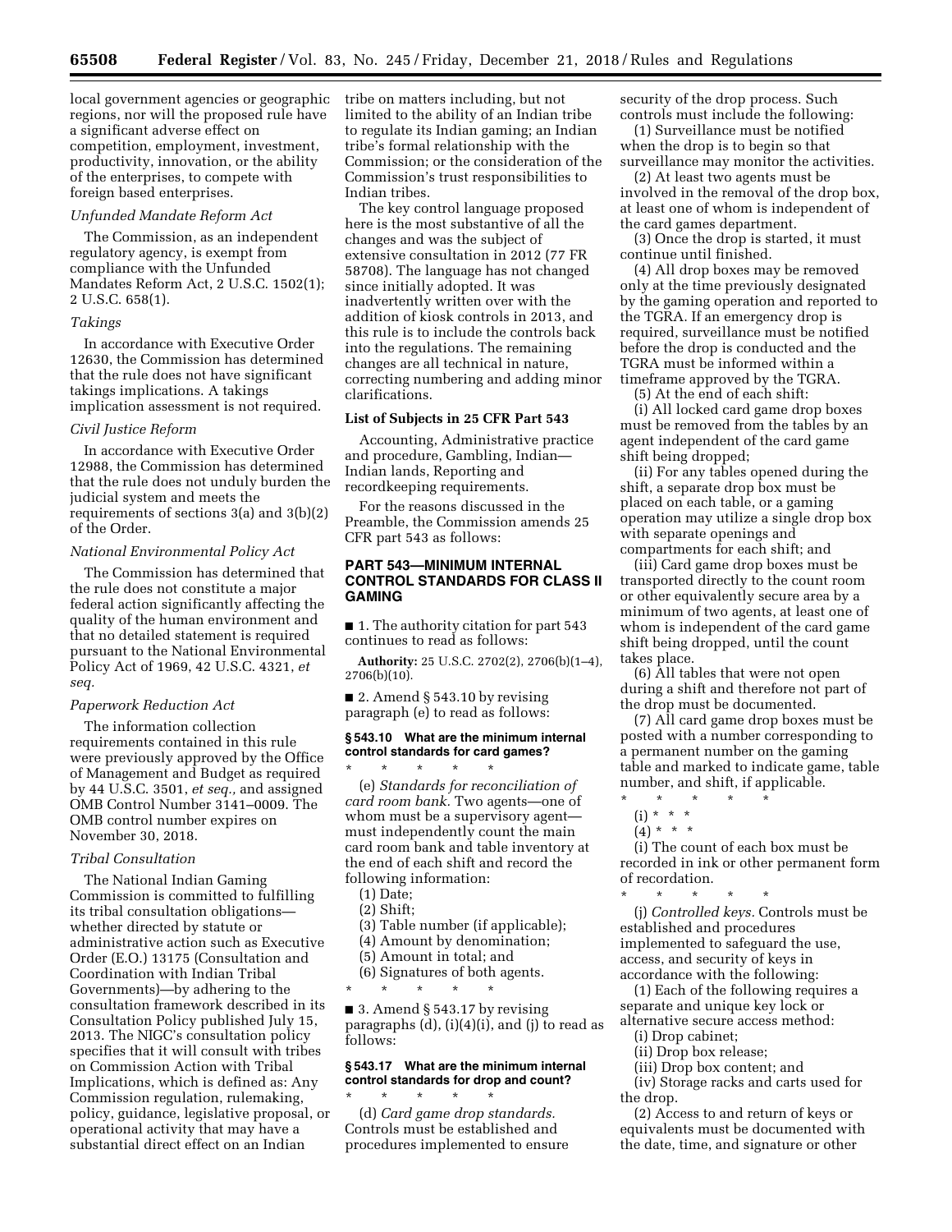local government agencies or geographic regions, nor will the proposed rule have a significant adverse effect on competition, employment, investment, productivity, innovation, or the ability of the enterprises, to compete with foreign based enterprises.

*Unfunded Mandate Reform Act*

The Commission, as an independent regulatory agency, is exempt from compliance with the Unfunded Mandates Reform Act, 2 U.S.C. 1502(1); 2 U.S.C. 658(1).

*Takings*

In accordance with Executive Order 12630, the Commission has determined that the rule does not have significant takings implications. A takings implication assessment is not required.

*Civil Justice Reform*

In accordance with Executive Order 12988, the Commission has determined that the rule does not unduly burden the judicial system and meets the requirements of sections 3(a) and 3(b)(2) of the Order.

*National Environmental Policy Act*

The Commission has determined that the rule does not constitute a major federal action significantly affecting the quality of the human environment and that no detailed statement is required pursuant to the National Environmental Policy Act of 1969, 42 U.S.C. 4321, *et seq.*

*Paperwork Reduction Act*

The information collection requirements contained in this rule were previously approved by the Office of Management and Budget as required by 44 U.S.C. 3501, *et seq.,* and assigned OMB Control Number 3141–0009. The OMB control number expires on November 30, 2018.

*Tribal Consultation*

The National Indian Gaming Commission is committed to fulfilling its tribal consultation obligations—whether directed by statute or administrative action such as Executive Order (E.O.) 13175 (Consultation and Coordination with Indian Tribal Governments)—by adhering to the consultation framework described in its Consultation Policy published July 15, 2013. The NIGC's consultation policy specifies that it will consult with tribes on Commission Action with Tribal Implications, which is defined as: Any Commission regulation, rulemaking, policy, guidance, legislative proposal, or operational activity that may have a substantial direct effect on an Indian tribe on matters including, but not limited to the ability of an Indian tribe to regulate its Indian gaming; an Indian tribe's formal relationship with the Commission; or the consideration of the Commission's trust responsibilities to Indian tribes.

The key control language proposed here is the most substantive of all the changes and was the subject of extensive consultation in 2012 (77 FR 58708). The language has not changed since initially adopted. It was inadvertently written over with the addition of kiosk controls in 2013, and this rule is to include the controls back into the regulations. The remaining changes are all technical in nature, correcting numbering and adding minor clarifications.

**List of Subjects in 25 CFR Part 543**

Accounting, Administrative practice and procedure, Gambling, Indian—Indian lands, Reporting and recordkeeping requirements.

For the reasons discussed in the Preamble, the Commission amends 25 CFR part 543 as follows:

## PART 543—MINIMUM INTERNAL CONTROL STANDARDS FOR CLASS II GAMING

■ 1. The authority citation for part 543 continues to read as follows:

**Authority:** 25 U.S.C. 2702(2), 2706(b)(1–4), 2706(b)(10).

■ 2. Amend § 543.10 by revising paragraph (e) to read as follows:

### § 543.10 What are the minimum internal control standards for card games?

\* \* \* \* \*

(e) *Standards for reconciliation of card room bank.* Two agents—one of whom must be a supervisory agent—must independently count the main card room bank and table inventory at the end of each shift and record the following information:

(1) Date;

(2) Shift;

(3) Table number (if applicable);

(4) Amount by denomination;

(5) Amount in total; and

(6) Signatures of both agents.

\* \* \* \* \*

■ 3. Amend § 543.17 by revising paragraphs (d), (i)(4)(i), and (j) to read as follows:

### § 543.17 What are the minimum internal control standards for drop and count?

\* \* \* \* \*

(d) *Card game drop standards.* Controls must be established and procedures implemented to ensure security of the drop process. Such controls must include the following:

(1) Surveillance must be notified when the drop is to begin so that surveillance may monitor the activities.

(2) At least two agents must be involved in the removal of the drop box, at least one of whom is independent of the card games department.

(3) Once the drop is started, it must continue until finished.

(4) All drop boxes may be removed only at the time previously designated by the gaming operation and reported to the TGRA. If an emergency drop is required, surveillance must be notified before the drop is conducted and the TGRA must be informed within a timeframe approved by the TGRA.

(5) At the end of each shift:

(i) All locked card game drop boxes must be removed from the tables by an agent independent of the card game shift being dropped;

(ii) For any tables opened during the shift, a separate drop box must be placed on each table, or a gaming operation may utilize a single drop box with separate openings and compartments for each shift; and

(iii) Card game drop boxes must be transported directly to the count room or other equivalently secure area by a minimum of two agents, at least one of whom is independent of the card game shift being dropped, until the count takes place.

(6) All tables that were not open during a shift and therefore not part of the drop must be documented.

(7) All card game drop boxes must be posted with a number corresponding to a permanent number on the gaming table and marked to indicate game, table number, and shift, if applicable.

\* \* \* \* \*

(i) \* \* \*

(4) \* \* \*

(i) The count of each box must be recorded in ink or other permanent form of recordation.

\* \* \* \* \*

(j) *Controlled keys.* Controls must be established and procedures implemented to safeguard the use, access, and security of keys in accordance with the following:

(1) Each of the following requires a separate and unique key lock or alternative secure access method:

(i) Drop cabinet;

(ii) Drop box release;

(iii) Drop box content; and

(iv) Storage racks and carts used for the drop.

(2) Access to and return of keys or equivalents must be documented with the date, time, and signature or other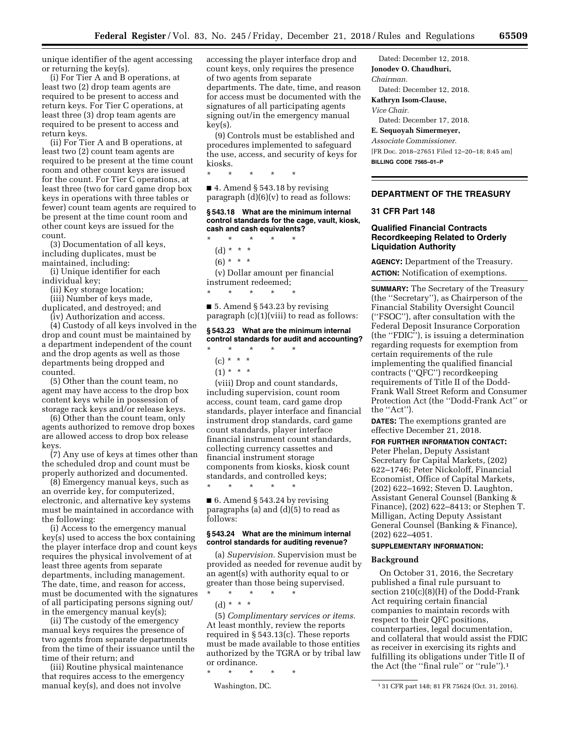unique identifier of the agent accessing or returning the key(s).

(i) For Tier A and B operations, at least two (2) drop team agents are required to be present to access and return keys. For Tier C operations, at least three (3) drop team agents are required to be present to access and return keys.

(ii) For Tier A and B operations, at least two (2) count team agents are required to be present at the time count room and other count keys are issued for the count. For Tier C operations, at least three (two for card game drop box keys in operations with three tables or fewer) count team agents are required to be present at the time count room and other count keys are issued for the count.

(3) Documentation of all keys, including duplicates, must be maintained, including:

(i) Unique identifier for each individual key;

(ii) Key storage location;

(iii) Number of keys made, duplicated, and destroyed; and

(iv) Authorization and access.

(4) Custody of all keys involved in the drop and count must be maintained by a department independent of the count and the drop agents as well as those departments being dropped and counted.

(5) Other than the count team, no agent may have access to the drop box content keys while in possession of storage rack keys and/or release keys.

(6) Other than the count team, only agents authorized to remove drop boxes are allowed access to drop box release keys.

(7) Any use of keys at times other than the scheduled drop and count must be properly authorized and documented.

(8) Emergency manual keys, such as an override key, for computerized, electronic, and alternative key systems must be maintained in accordance with the following:

(i) Access to the emergency manual key(s) used to access the box containing the player interface drop and count keys requires the physical involvement of at least three agents from separate departments, including management. The date, time, and reason for access, must be documented with the signatures of all participating persons signing out/in the emergency manual key(s);

(ii) The custody of the emergency manual keys requires the presence of two agents from separate departments from the time of their issuance until the time of their return; and

(iii) Routine physical maintenance that requires access to the emergency manual key(s), and does not involve accessing the player interface drop and count keys, only requires the presence of two agents from separate departments. The date, time, and reason for access must be documented with the signatures of all participating agents signing out/in the emergency manual key(s).

(9) Controls must be established and procedures implemented to safeguard the use, access, and security of keys for kiosks.

\* \* \* \* \*

■ 4. Amend § 543.18 by revising paragraph (d)(6)(v) to read as follows:

**§ 543.18 What are the minimum internal control standards for the cage, vault, kiosk, cash and cash equivalents?**

\* \* \* \* \*

(d) \* \* \*

(6) \* \* \*

(v) Dollar amount per financial instrument redeemed;

\* \* \* \* \*

■ 5. Amend § 543.23 by revising paragraph (c)(1)(viii) to read as follows:

**§ 543.23 What are the minimum internal control standards for audit and accounting?**

\* \* \* \* \*

(c) \* \* \*

(1) \* \* \*

(viii) Drop and count standards, including supervision, count room access, count team, card game drop standards, player interface and financial instrument drop standards, card game count standards, player interface financial instrument count standards, collecting currency cassettes and financial instrument storage components from kiosks, kiosk count standards, and controlled keys;

\* \* \* \* \*

■ 6. Amend § 543.24 by revising paragraphs (a) and (d)(5) to read as follows:

**§ 543.24 What are the minimum internal control standards for auditing revenue?**

(a) *Supervision.* Supervision must be provided as needed for revenue audit by an agent(s) with authority equal to or greater than those being supervised.

\* \* \* \* \*

(d) \* \* \*

(5) *Complimentary services or items.* At least monthly, review the reports required in § 543.13(c). These reports must be made available to those entities authorized by the TGRA or by tribal law or ordinance.

\* \* \* \* \*

Washington, DC.

Dated: December 12, 2018.

**Jonodev O. Chaudhuri,**

*Chairman.*

Dated: December 12, 2018.

**Kathryn Isom-Clause,**

*Vice Chair.*

Dated: December 17, 2018.

**E. Sequoyah Simermeyer,**

*Associate Commissioner.*

[FR Doc. 2018–27651 Filed 12–20–18; 8:45 am]

**BILLING CODE 7565–01–P**

## DEPARTMENT OF THE TREASURY

### 31 CFR Part 148

### Qualified Financial Contracts Recordkeeping Related to Orderly Liquidation Authority

**AGENCY:** Department of the Treasury.

**ACTION:** Notification of exemptions.

**SUMMARY:** The Secretary of the Treasury (the "Secretary"), as Chairperson of the Financial Stability Oversight Council ("FSOC"), after consultation with the Federal Deposit Insurance Corporation (the "FDIC"), is issuing a determination regarding requests for exemption from certain requirements of the rule implementing the qualified financial contracts ("QFC") recordkeeping requirements of Title II of the Dodd-Frank Wall Street Reform and Consumer Protection Act (the "Dodd-Frank Act" or the "Act").

**DATES:** The exemptions granted are effective December 21, 2018.

**FOR FURTHER INFORMATION CONTACT:** Peter Phelan, Deputy Assistant Secretary for Capital Markets, (202) 622–1746; Peter Nickoloff, Financial Economist, Office of Capital Markets, (202) 622–1692; Steven D. Laughton, Assistant General Counsel (Banking & Finance), (202) 622–8413; or Stephen T. Milligan, Acting Deputy Assistant General Counsel (Banking & Finance), (202) 622–4051.

**SUPPLEMENTARY INFORMATION:**

#### Background

On October 31, 2016, the Secretary published a final rule pursuant to section 210(c)(8)(H) of the Dodd-Frank Act requiring certain financial companies to maintain records with respect to their QFC positions, counterparties, legal documentation, and collateral that would assist the FDIC as receiver in exercising its rights and fulfilling its obligations under Title II of the Act (the "final rule" or "rule").[1]

[1] 31 CFR part 148; 81 FR 75624 (Oct. 31, 2016).